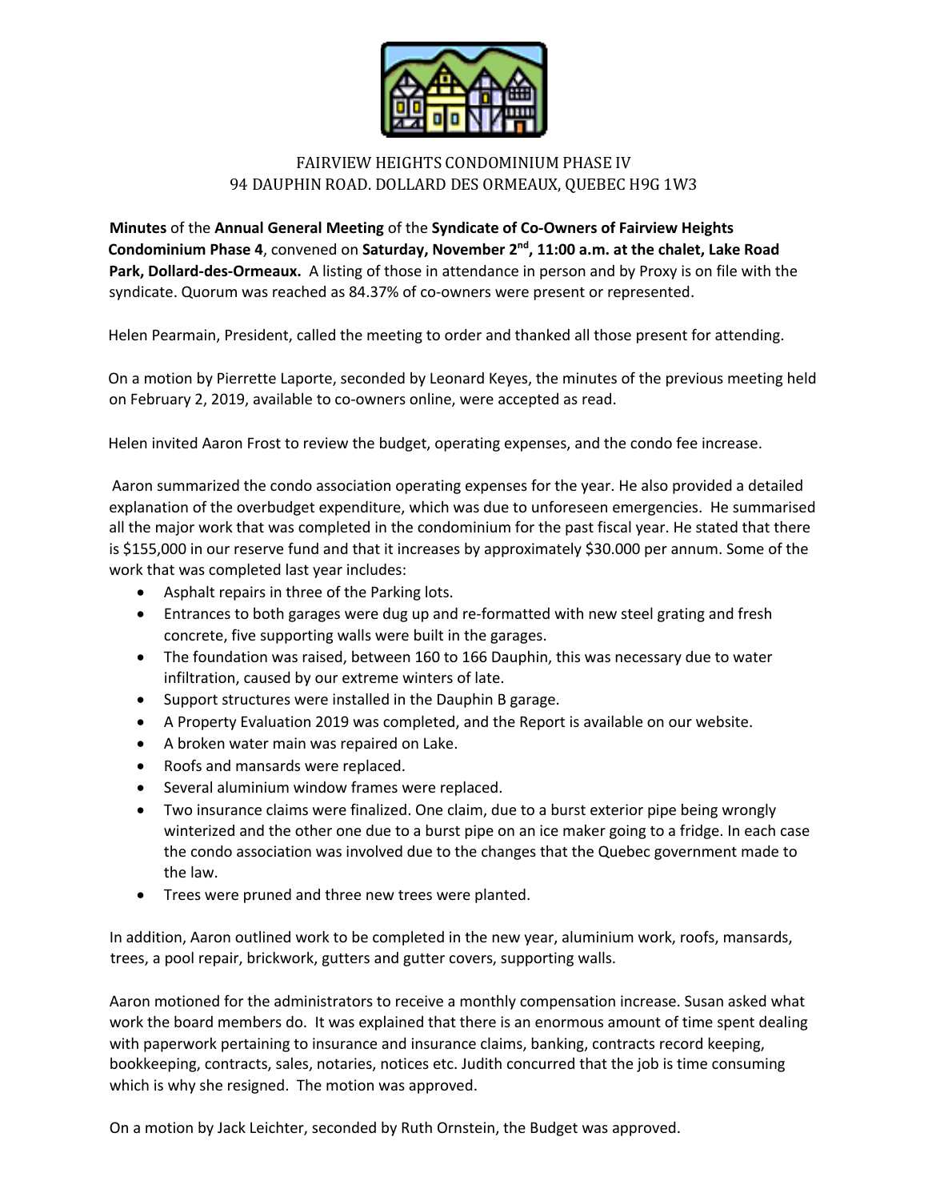FAIRVIEW HEIGHTS CONDOMINIUM PHASE IV
94 DAUPHIN ROAD. DOLLARD DES ORMEAUX, QUEBEC H9G 1W3

**Minutes** of the **Annual General Meeting** of the **Syndicate of Co-Owners of Fairview Heights Condominium Phase 4**, convened on **Saturday, November 2nd, 11:00 a.m. at the chalet, Lake Road Park, Dollard-des-Ormeaux.** A listing of those in attendance in person and by Proxy is on file with the syndicate. Quorum was reached as 84.37% of co-owners were present or represented.

Helen Pearmain, President, called the meeting to order and thanked all those present for attending.

On a motion by Pierrette Laporte, seconded by Leonard Keyes, the minutes of the previous meeting held on February 2, 2019, available to co-owners online, were accepted as read.

Helen invited Aaron Frost to review the budget, operating expenses, and the condo fee increase.

Aaron summarized the condo association operating expenses for the year. He also provided a detailed explanation of the overbudget expenditure, which was due to unforeseen emergencies. He summarised all the major work that was completed in the condominium for the past fiscal year. He stated that there is $155,000 in our reserve fund and that it increases by approximately $30.000 per annum. Some of the work that was completed last year includes:

- Asphalt repairs in three of the Parking lots.
- Entrances to both garages were dug up and re-formatted with new steel grating and fresh concrete, five supporting walls were built in the garages.
- The foundation was raised, between 160 to 166 Dauphin, this was necessary due to water infiltration, caused by our extreme winters of late.
- Support structures were installed in the Dauphin B garage.
- A Property Evaluation 2019 was completed, and the Report is available on our website.
- A broken water main was repaired on Lake.
- Roofs and mansards were replaced.
- Several aluminium window frames were replaced.
- Two insurance claims were finalized. One claim, due to a burst exterior pipe being wrongly winterized and the other one due to a burst pipe on an ice maker going to a fridge. In each case the condo association was involved due to the changes that the Quebec government made to the law.
- Trees were pruned and three new trees were planted.

In addition, Aaron outlined work to be completed in the new year, aluminium work, roofs, mansards, trees, a pool repair, brickwork, gutters and gutter covers, supporting walls.

Aaron motioned for the administrators to receive a monthly compensation increase. Susan asked what work the board members do. It was explained that there is an enormous amount of time spent dealing with paperwork pertaining to insurance and insurance claims, banking, contracts record keeping, bookkeeping, contracts, sales, notaries, notices etc. Judith concurred that the job is time consuming which is why she resigned. The motion was approved.

On a motion by Jack Leichter, seconded by Ruth Ornstein, the Budget was approved.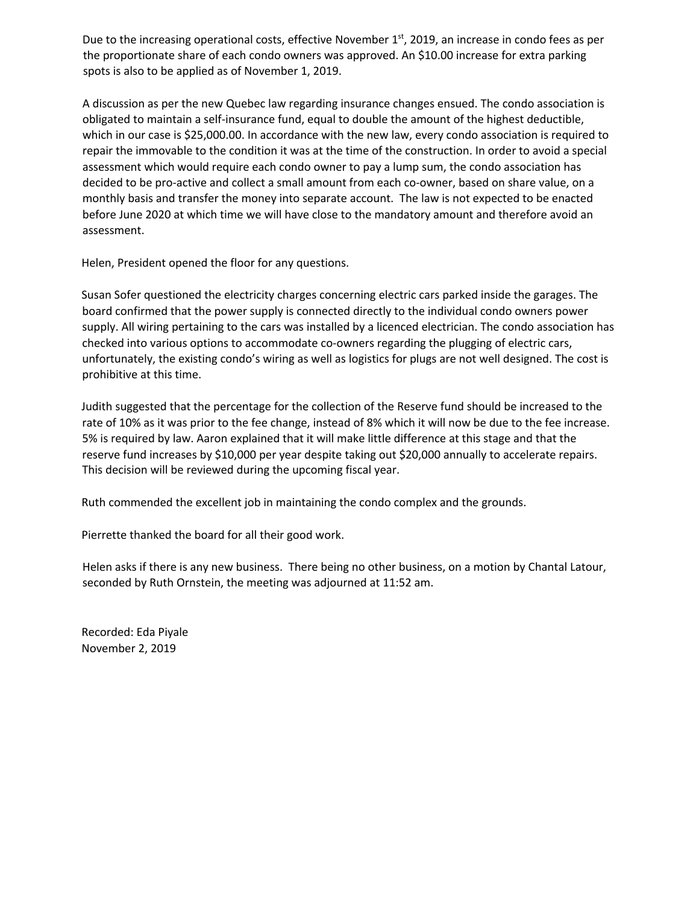Due to the increasing operational costs, effective November 1st, 2019, an increase in condo fees as per the proportionate share of each condo owners was approved. An $10.00 increase for extra parking spots is also to be applied as of November 1, 2019.

A discussion as per the new Quebec law regarding insurance changes ensued. The condo association is obligated to maintain a self-insurance fund, equal to double the amount of the highest deductible, which in our case is $25,000.00. In accordance with the new law, every condo association is required to repair the immovable to the condition it was at the time of the construction. In order to avoid a special assessment which would require each condo owner to pay a lump sum, the condo association has decided to be pro-active and collect a small amount from each co-owner, based on share value, on a monthly basis and transfer the money into separate account. The law is not expected to be enacted before June 2020 at which time we will have close to the mandatory amount and therefore avoid an assessment.

Helen, President opened the floor for any questions.

Susan Sofer questioned the electricity charges concerning electric cars parked inside the garages. The board confirmed that the power supply is connected directly to the individual condo owners power supply. All wiring pertaining to the cars was installed by a licenced electrician. The condo association has checked into various options to accommodate co-owners regarding the plugging of electric cars, unfortunately, the existing condo's wiring as well as logistics for plugs are not well designed. The cost is prohibitive at this time.

Judith suggested that the percentage for the collection of the Reserve fund should be increased to the rate of 10% as it was prior to the fee change, instead of 8% which it will now be due to the fee increase. 5% is required by law. Aaron explained that it will make little difference at this stage and that the reserve fund increases by $10,000 per year despite taking out $20,000 annually to accelerate repairs. This decision will be reviewed during the upcoming fiscal year.

Ruth commended the excellent job in maintaining the condo complex and the grounds.

Pierrette thanked the board for all their good work.

Helen asks if there is any new business. There being no other business, on a motion by Chantal Latour, seconded by Ruth Ornstein, the meeting was adjourned at 11:52 am.

Recorded: Eda Piyale  
November 2, 2019